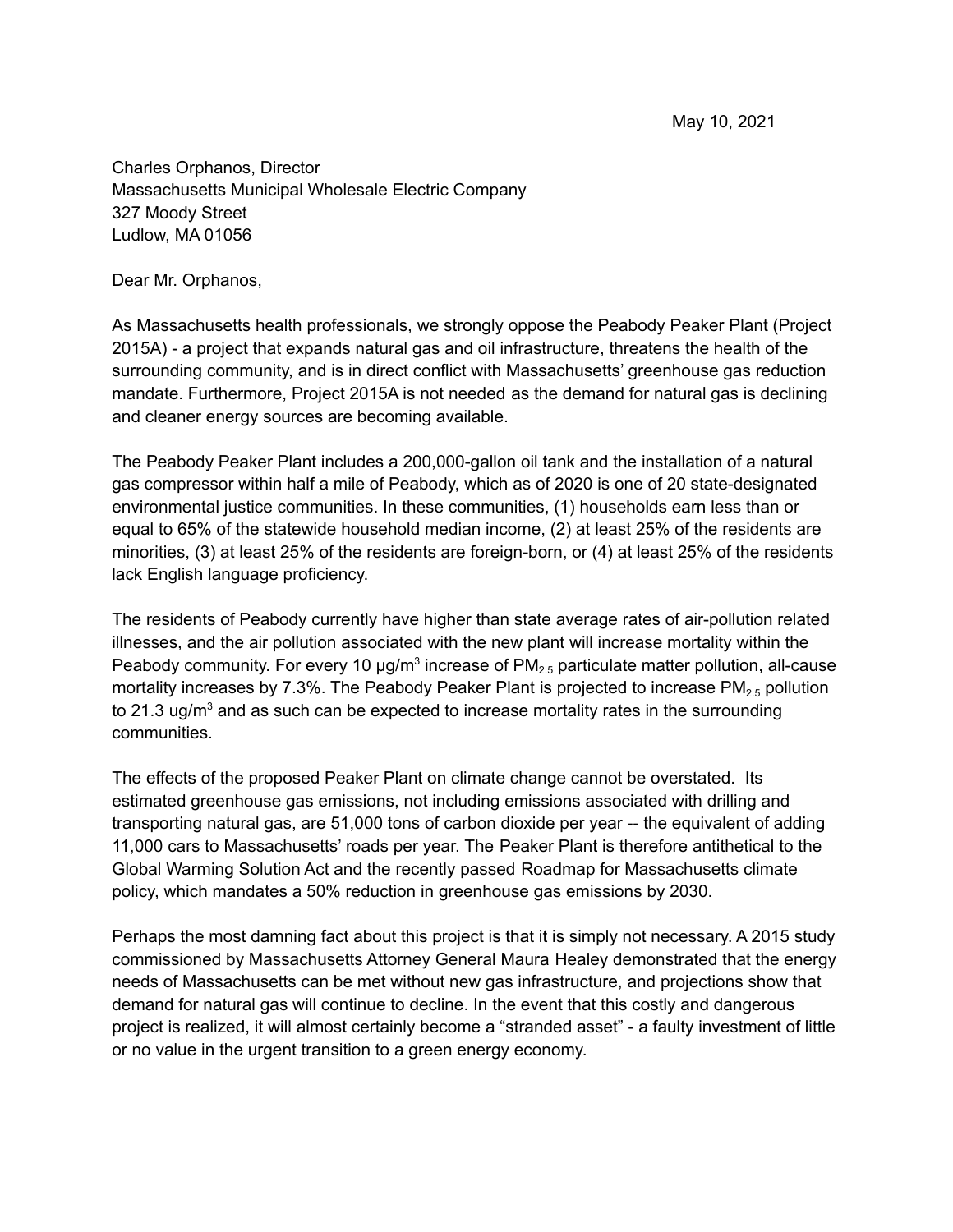May 10, 2021

Charles Orphanos, Director
Massachusetts Municipal Wholesale Electric Company
327 Moody Street
Ludlow, MA 01056

Dear Mr. Orphanos,

As Massachusetts health professionals, we strongly oppose the Peabody Peaker Plant (Project 2015A) - a project that expands natural gas and oil infrastructure, threatens the health of the surrounding community, and is in direct conflict with Massachusetts' greenhouse gas reduction mandate. Furthermore, Project 2015A is not needed as the demand for natural gas is declining and cleaner energy sources are becoming available.

The Peabody Peaker Plant includes a 200,000-gallon oil tank and the installation of a natural gas compressor within half a mile of Peabody, which as of 2020 is one of 20 state-designated environmental justice communities. In these communities, (1) households earn less than or equal to 65% of the statewide household median income, (2) at least 25% of the residents are minorities, (3) at least 25% of the residents are foreign-born, or (4) at least 25% of the residents lack English language proficiency.

The residents of Peabody currently have higher than state average rates of air-pollution related illnesses, and the air pollution associated with the new plant will increase mortality within the Peabody community. For every 10 $\mu g/m^3$ increase of $PM_{2.5}$ particulate matter pollution, all-cause mortality increases by 7.3%. The Peabody Peaker Plant is projected to increase $PM_{2.5}$ pollution to 21.3 $ug/m^3$ and as such can be expected to increase mortality rates in the surrounding communities.

The effects of the proposed Peaker Plant on climate change cannot be overstated. Its estimated greenhouse gas emissions, not including emissions associated with drilling and transporting natural gas, are 51,000 tons of carbon dioxide per year -- the equivalent of adding 11,000 cars to Massachusetts' roads per year. The Peaker Plant is therefore antithetical to the Global Warming Solution Act and the recently passed Roadmap for Massachusetts climate policy, which mandates a 50% reduction in greenhouse gas emissions by 2030.

Perhaps the most damning fact about this project is that it is simply not necessary. A 2015 study commissioned by Massachusetts Attorney General Maura Healey demonstrated that the energy needs of Massachusetts can be met without new gas infrastructure, and projections show that demand for natural gas will continue to decline. In the event that this costly and dangerous project is realized, it will almost certainly become a "stranded asset" - a faulty investment of little or no value in the urgent transition to a green energy economy.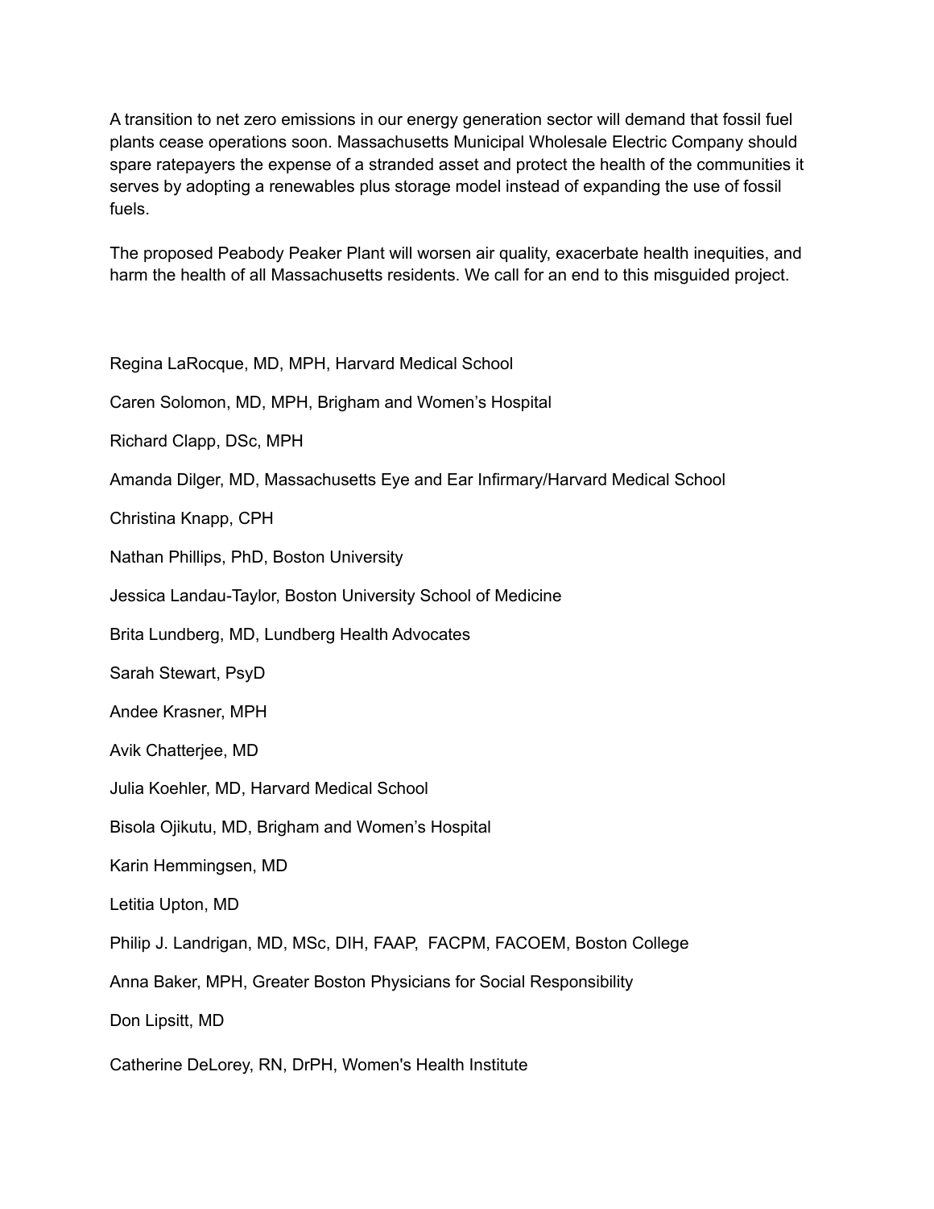A transition to net zero emissions in our energy generation sector will demand that fossil fuel plants cease operations soon. Massachusetts Municipal Wholesale Electric Company should spare ratepayers the expense of a stranded asset and protect the health of the communities it serves by adopting a renewables plus storage model instead of expanding the use of fossil fuels.

The proposed Peabody Peaker Plant will worsen air quality, exacerbate health inequities, and harm the health of all Massachusetts residents. We call for an end to this misguided project.

Regina LaRocque, MD, MPH, Harvard Medical School

Caren Solomon, MD, MPH, Brigham and Women's Hospital

Richard Clapp, DSc, MPH

Amanda Dilger, MD, Massachusetts Eye and Ear Infirmary/Harvard Medical School

Christina Knapp, CPH

Nathan Phillips, PhD, Boston University

Jessica Landau-Taylor, Boston University School of Medicine

Brita Lundberg, MD, Lundberg Health Advocates

Sarah Stewart, PsyD

Andee Krasner, MPH

Avik Chatterjee, MD

Julia Koehler, MD, Harvard Medical School

Bisola Ojikutu, MD, Brigham and Women's Hospital

Karin Hemmingsen, MD

Letitia Upton, MD

Philip J. Landrigan, MD, MSc, DIH, FAAP, FACPM, FACOEM, Boston College

Anna Baker, MPH, Greater Boston Physicians for Social Responsibility

Don Lipsitt, MD

Catherine DeLorey, RN, DrPH, Women's Health Institute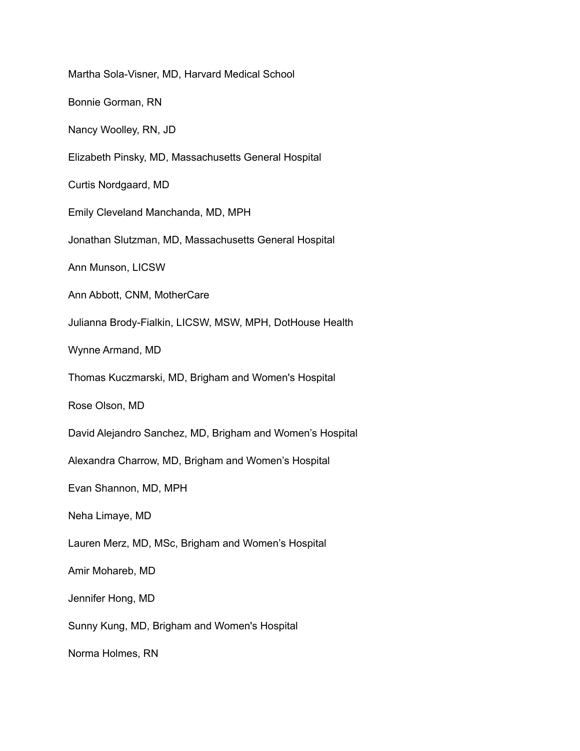Martha Sola-Visner, MD, Harvard Medical School

Bonnie Gorman, RN

Nancy Woolley, RN, JD

Elizabeth Pinsky, MD, Massachusetts General Hospital

Curtis Nordgaard, MD

Emily Cleveland Manchanda, MD, MPH

Jonathan Slutzman, MD, Massachusetts General Hospital

Ann Munson, LICSW

Ann Abbott, CNM, MotherCare

Julianna Brody-Fialkin, LICSW, MSW, MPH, DotHouse Health

Wynne Armand, MD

Thomas Kuczmarski, MD, Brigham and Women's Hospital

Rose Olson, MD

David Alejandro Sanchez, MD, Brigham and Women’s Hospital

Alexandra Charrow, MD, Brigham and Women’s Hospital

Evan Shannon, MD, MPH

Neha Limaye, MD

Lauren Merz, MD, MSc, Brigham and Women’s Hospital

Amir Mohareb, MD

Jennifer Hong, MD

Sunny Kung, MD, Brigham and Women's Hospital

Norma Holmes, RN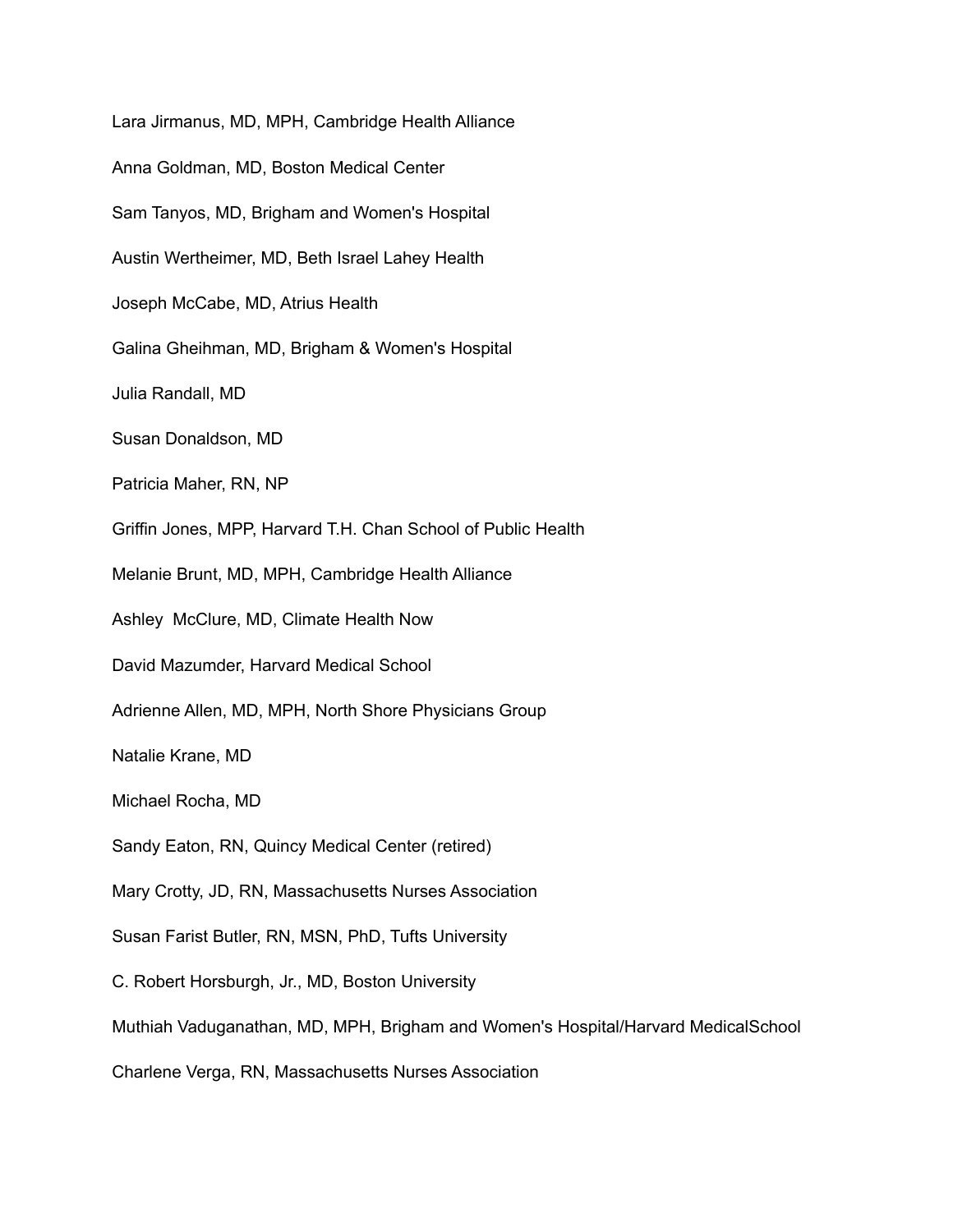Lara Jirmanus, MD, MPH, Cambridge Health Alliance

Anna Goldman, MD, Boston Medical Center

Sam Tanyos, MD, Brigham and Women's Hospital

Austin Wertheimer, MD, Beth Israel Lahey Health

Joseph McCabe, MD, Atrius Health

Galina Gheihman, MD, Brigham & Women's Hospital

Julia Randall, MD

Susan Donaldson, MD

Patricia Maher, RN, NP

Griffin Jones, MPP, Harvard T.H. Chan School of Public Health

Melanie Brunt, MD, MPH, Cambridge Health Alliance

Ashley  McClure, MD, Climate Health Now

David Mazumder, Harvard Medical School

Adrienne Allen, MD, MPH, North Shore Physicians Group

Natalie Krane, MD

Michael Rocha, MD

Sandy Eaton, RN, Quincy Medical Center (retired)

Mary Crotty, JD, RN, Massachusetts Nurses Association

Susan Farist Butler, RN, MSN, PhD, Tufts University

C. Robert Horsburgh, Jr., MD, Boston University

Muthiah Vaduganathan, MD, MPH, Brigham and Women's Hospital/Harvard MedicalSchool

Charlene Verga, RN, Massachusetts Nurses Association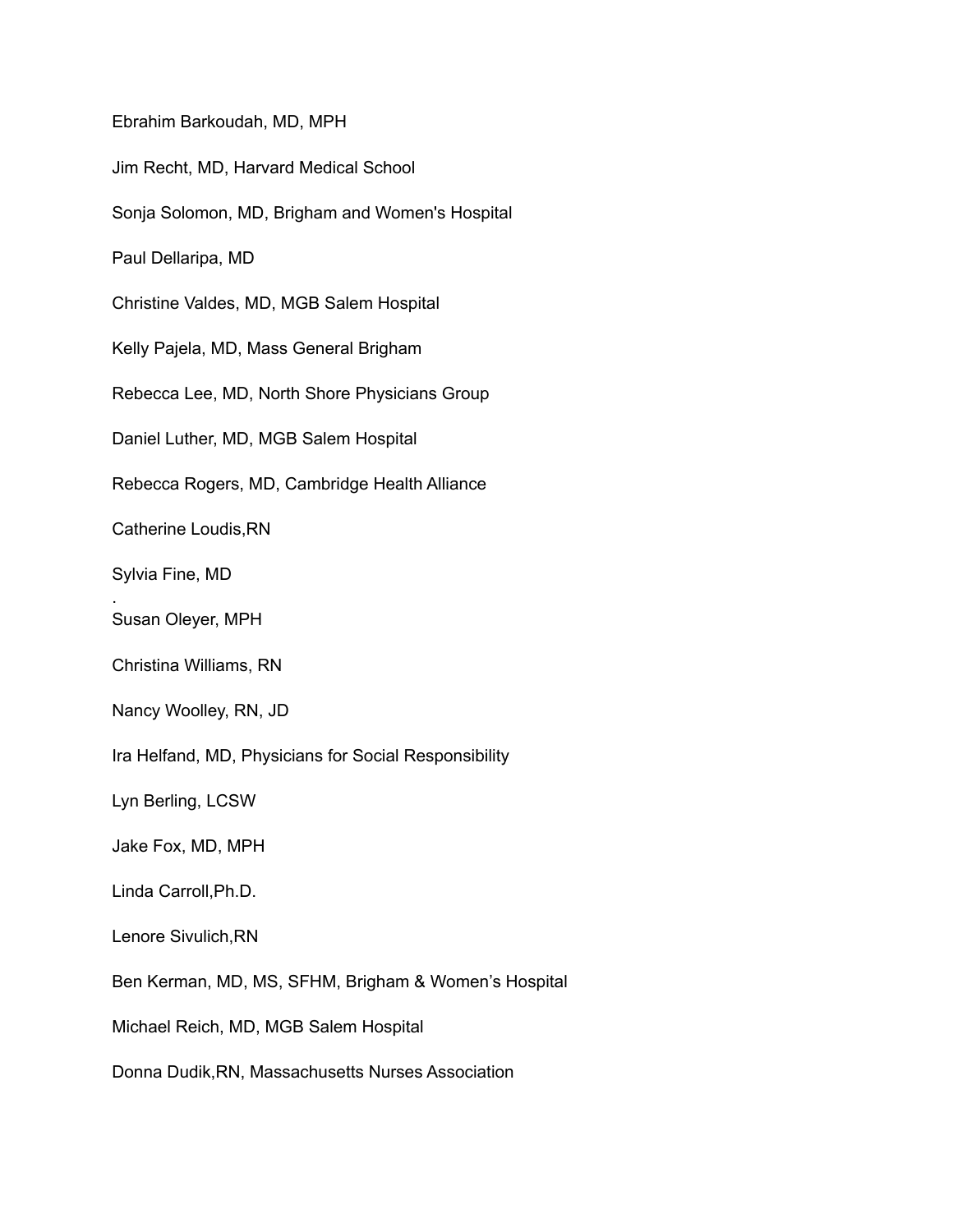Ebrahim Barkoudah, MD, MPH

Jim Recht, MD, Harvard Medical School

Sonja Solomon, MD, Brigham and Women's Hospital

Paul Dellaripa, MD

Christine Valdes, MD, MGB Salem Hospital

Kelly Pajela, MD, Mass General Brigham

Rebecca Lee, MD, North Shore Physicians Group

Daniel Luther, MD, MGB Salem Hospital

Rebecca Rogers, MD, Cambridge Health Alliance

Catherine Loudis,RN

Sylvia Fine, MD

.

Susan Oleyer, MPH

Christina Williams, RN

Nancy Woolley, RN, JD

Ira Helfand, MD, Physicians for Social Responsibility

Lyn Berling, LCSW

Jake Fox, MD, MPH

Linda Carroll,Ph.D.

Lenore Sivulich,RN

Ben Kerman, MD, MS, SFHM, Brigham & Women's Hospital

Michael Reich, MD, MGB Salem Hospital

Donna Dudik,RN, Massachusetts Nurses Association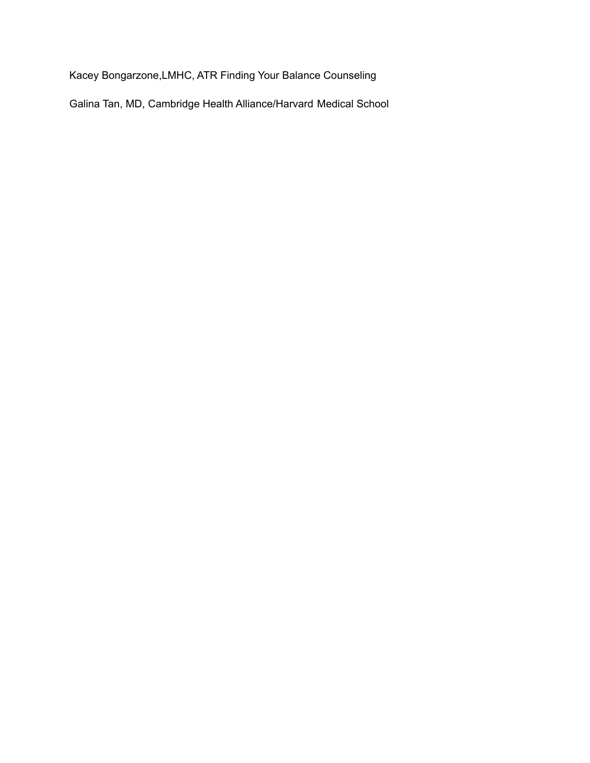Kacey Bongarzone,LMHC, ATR Finding Your Balance Counseling

Galina Tan, MD, Cambridge Health Alliance/Harvard Medical School